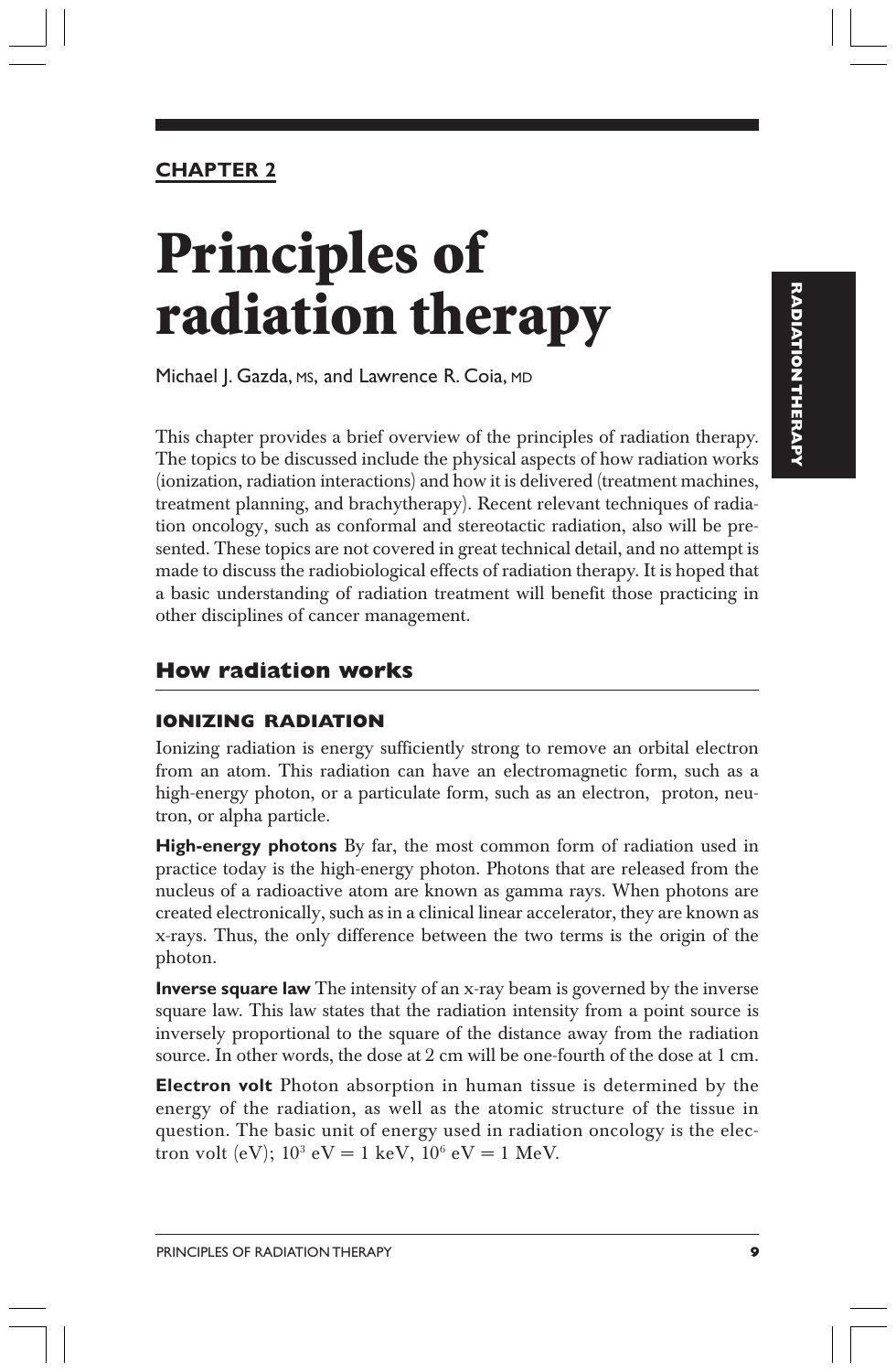**CHAPTER 2**

# Principles of radiation therapy

Michael J. Gazda, MS, and Lawrence R. Coia, MD

This chapter provides a brief overview of the principles of radiation therapy. The topics to be discussed include the physical aspects of how radiation works (ionization, radiation interactions) and how it is delivered (treatment machines, treatment planning, and brachytherapy). Recent relevant techniques of radiation oncology, such as conformal and stereotactic radiation, also will be presented. These topics are not covered in great technical detail, and no attempt is made to discuss the radiobiological effects of radiation therapy. It is hoped that a basic understanding of radiation treatment will benefit those practicing in other disciplines of cancer management.

## How radiation works

### IONIZING RADIATION

Ionizing radiation is energy sufficiently strong to remove an orbital electron from an atom. This radiation can have an electromagnetic form, such as a high-energy photon, or a particulate form, such as an electron, proton, neutron, or alpha particle.

**High-energy photons** By far, the most common form of radiation used in practice today is the high-energy photon. Photons that are released from the nucleus of a radioactive atom are known as gamma rays. When photons are created electronically, such as in a clinical linear accelerator, they are known as x-rays. Thus, the only difference between the two terms is the origin of the photon.

**Inverse square law** The intensity of an x-ray beam is governed by the inverse square law. This law states that the radiation intensity from a point source is inversely proportional to the square of the distance away from the radiation source. In other words, the dose at 2 cm will be one-fourth of the dose at 1 cm.

**Electron volt** Photon absorption in human tissue is determined by the energy of the radiation, as well as the atomic structure of the tissue in question. The basic unit of energy used in radiation oncology is the electron volt (eV); $10^3$ eV = 1 keV, $10^6$ eV = 1 MeV.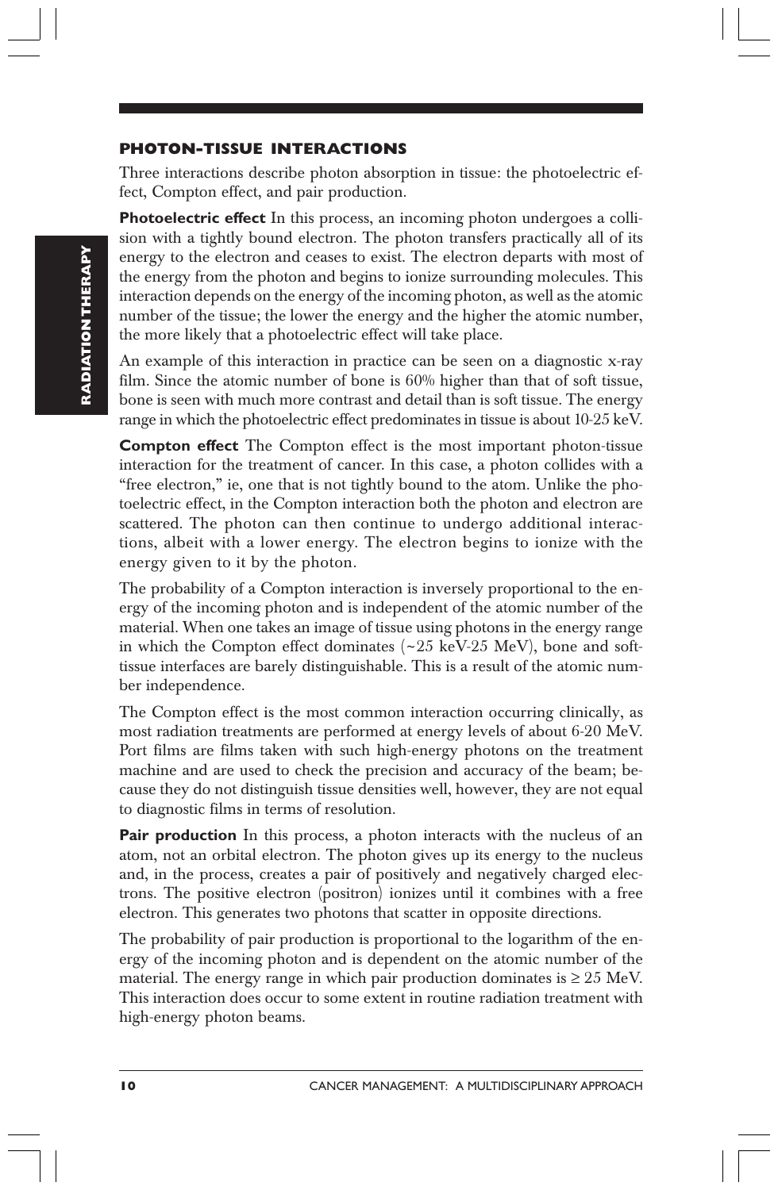## PHOTON-TISSUE INTERACTIONS

Three interactions describe photon absorption in tissue: the photoelectric effect, Compton effect, and pair production.

**Photoelectric effect** In this process, an incoming photon undergoes a collision with a tightly bound electron. The photon transfers practically all of its energy to the electron and ceases to exist. The electron departs with most of the energy from the photon and begins to ionize surrounding molecules. This interaction depends on the energy of the incoming photon, as well as the atomic number of the tissue; the lower the energy and the higher the atomic number, the more likely that a photoelectric effect will take place.

An example of this interaction in practice can be seen on a diagnostic x-ray film. Since the atomic number of bone is 60% higher than that of soft tissue, bone is seen with much more contrast and detail than is soft tissue. The energy range in which the photoelectric effect predominates in tissue is about 10-25 keV.

**Compton effect** The Compton effect is the most important photon-tissue interaction for the treatment of cancer. In this case, a photon collides with a "free electron," ie, one that is not tightly bound to the atom. Unlike the photoelectric effect, in the Compton interaction both the photon and electron are scattered. The photon can then continue to undergo additional interactions, albeit with a lower energy. The electron begins to ionize with the energy given to it by the photon.

The probability of a Compton interaction is inversely proportional to the energy of the incoming photon and is independent of the atomic number of the material. When one takes an image of tissue using photons in the energy range in which the Compton effect dominates (~25 keV-25 MeV), bone and soft-tissue interfaces are barely distinguishable. This is a result of the atomic number independence.

The Compton effect is the most common interaction occurring clinically, as most radiation treatments are performed at energy levels of about 6-20 MeV. Port films are films taken with such high-energy photons on the treatment machine and are used to check the precision and accuracy of the beam; because they do not distinguish tissue densities well, however, they are not equal to diagnostic films in terms of resolution.

**Pair production** In this process, a photon interacts with the nucleus of an atom, not an orbital electron. The photon gives up its energy to the nucleus and, in the process, creates a pair of positively and negatively charged electrons. The positive electron (positron) ionizes until it combines with a free electron. This generates two photons that scatter in opposite directions.

The probability of pair production is proportional to the logarithm of the energy of the incoming photon and is dependent on the atomic number of the material. The energy range in which pair production dominates is ≥ 25 MeV. This interaction does occur to some extent in routine radiation treatment with high-energy photon beams.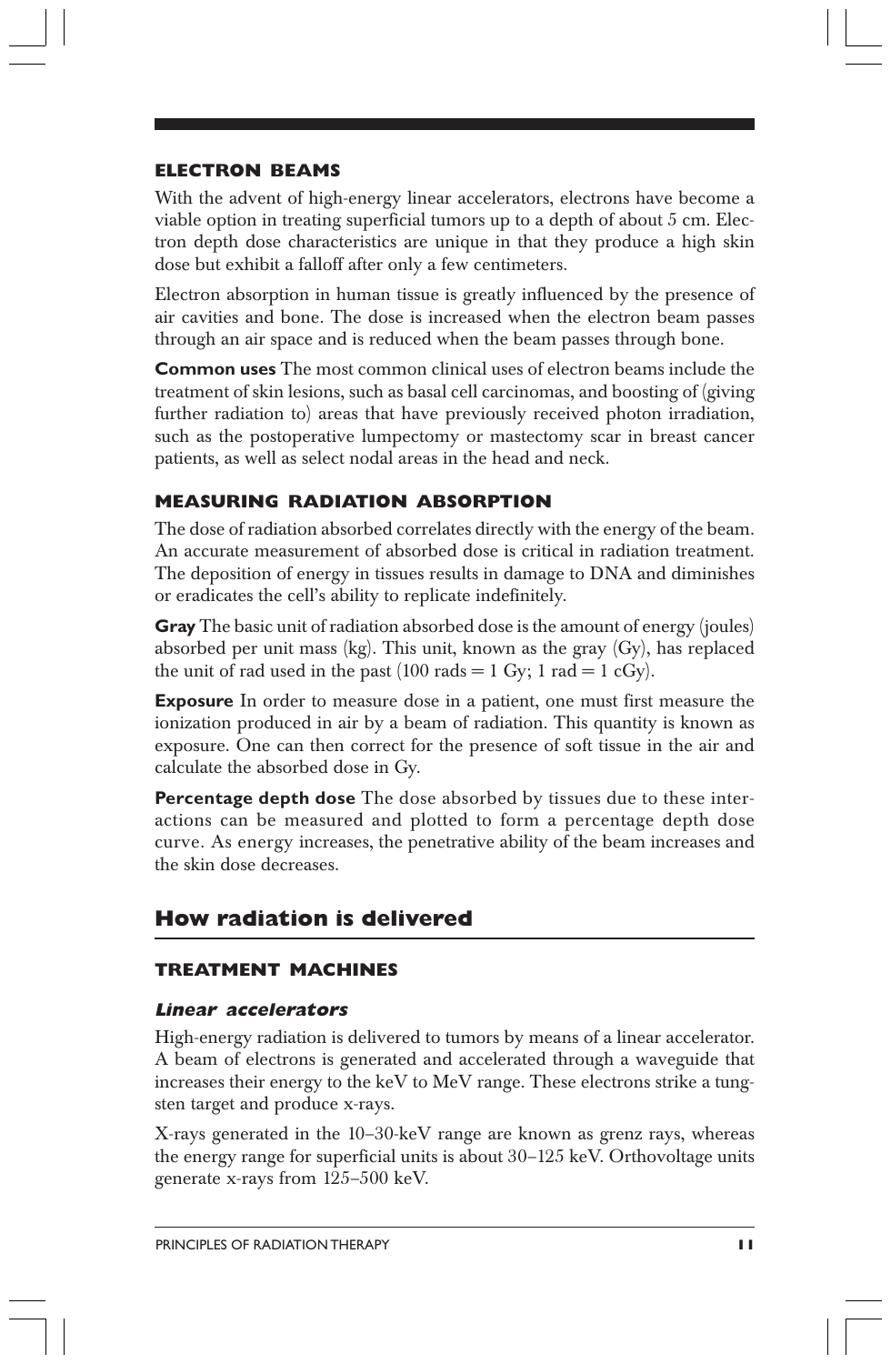### ELECTRON BEAMS

With the advent of high-energy linear accelerators, electrons have become a viable option in treating superficial tumors up to a depth of about 5 cm. Electron depth dose characteristics are unique in that they produce a high skin dose but exhibit a falloff after only a few centimeters.

Electron absorption in human tissue is greatly influenced by the presence of air cavities and bone. The dose is increased when the electron beam passes through an air space and is reduced when the beam passes through bone.

**Common uses** The most common clinical uses of electron beams include the treatment of skin lesions, such as basal cell carcinomas, and boosting of (giving further radiation to) areas that have previously received photon irradiation, such as the postoperative lumpectomy or mastectomy scar in breast cancer patients, as well as select nodal areas in the head and neck.

### MEASURING RADIATION ABSORPTION

The dose of radiation absorbed correlates directly with the energy of the beam. An accurate measurement of absorbed dose is critical in radiation treatment. The deposition of energy in tissues results in damage to DNA and diminishes or eradicates the cell's ability to replicate indefinitely.

**Gray** The basic unit of radiation absorbed dose is the amount of energy (joules) absorbed per unit mass (kg). This unit, known as the gray (Gy), has replaced the unit of rad used in the past (100 rads = 1 Gy; 1 rad = 1 cGy).

**Exposure** In order to measure dose in a patient, one must first measure the ionization produced in air by a beam of radiation. This quantity is known as exposure. One can then correct for the presence of soft tissue in the air and calculate the absorbed dose in Gy.

**Percentage depth dose** The dose absorbed by tissues due to these interactions can be measured and plotted to form a percentage depth dose curve. As energy increases, the penetrative ability of the beam increases and the skin dose decreases.

## How radiation is delivered

### TREATMENT MACHINES

#### *Linear accelerators*

High-energy radiation is delivered to tumors by means of a linear accelerator. A beam of electrons is generated and accelerated through a waveguide that increases their energy to the keV to MeV range. These electrons strike a tungsten target and produce x-rays.

X-rays generated in the 10–30-keV range are known as grenz rays, whereas the energy range for superficial units is about 30–125 keV. Orthovoltage units generate x-rays from 125–500 keV.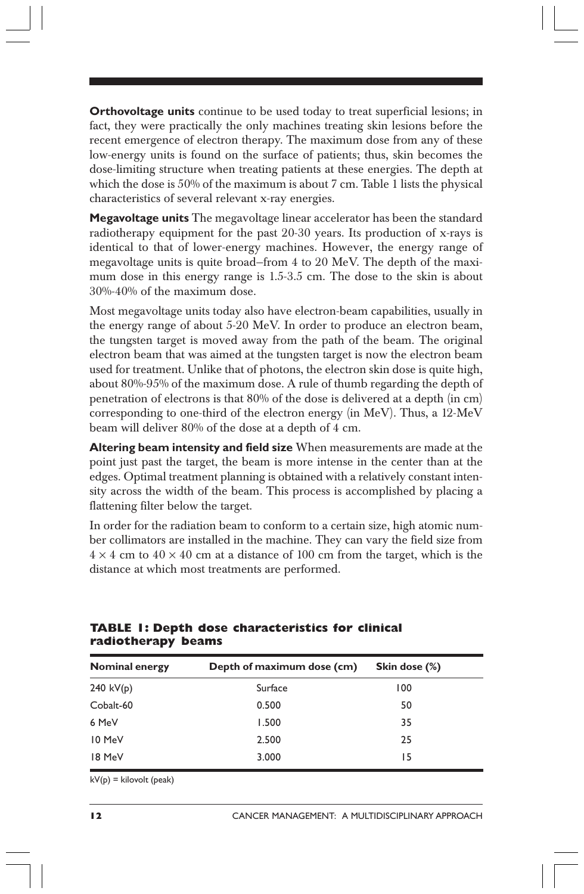**Orthovoltage units** continue to be used today to treat superficial lesions; in fact, they were practically the only machines treating skin lesions before the recent emergence of electron therapy. The maximum dose from any of these low-energy units is found on the surface of patients; thus, skin becomes the dose-limiting structure when treating patients at these energies. The depth at which the dose is 50% of the maximum is about 7 cm. Table 1 lists the physical characteristics of several relevant x-ray energies.

**Megavoltage units** The megavoltage linear accelerator has been the standard radiotherapy equipment for the past 20-30 years. Its production of x-rays is identical to that of lower-energy machines. However, the energy range of megavoltage units is quite broad–from 4 to 20 MeV. The depth of the maximum dose in this energy range is 1.5-3.5 cm. The dose to the skin is about 30%-40% of the maximum dose.

Most megavoltage units today also have electron-beam capabilities, usually in the energy range of about 5-20 MeV. In order to produce an electron beam, the tungsten target is moved away from the path of the beam. The original electron beam that was aimed at the tungsten target is now the electron beam used for treatment. Unlike that of photons, the electron skin dose is quite high, about 80%-95% of the maximum dose. A rule of thumb regarding the depth of penetration of electrons is that 80% of the dose is delivered at a depth (in cm) corresponding to one-third of the electron energy (in MeV). Thus, a 12-MeV beam will deliver 80% of the dose at a depth of 4 cm.

**Altering beam intensity and field size** When measurements are made at the point just past the target, the beam is more intense in the center than at the edges. Optimal treatment planning is obtained with a relatively constant intensity across the width of the beam. This process is accomplished by placing a flattening filter below the target.

In order for the radiation beam to conform to a certain size, high atomic number collimators are installed in the machine. They can vary the field size from $4 \times 4$ cm to $40 \times 40$ cm at a distance of 100 cm from the target, which is the distance at which most treatments are performed.

**TABLE 1: Depth dose characteristics for clinical radiotherapy beams**

| Nominal energy | Depth of maximum dose (cm) | Skin dose (%) |
|---|---|---|
| 240 kV(p) | Surface | 100 |
| Cobalt-60 | 0.500 | 50 |
| 6 MeV | 1.500 | 35 |
| 10 MeV | 2.500 | 25 |
| 18 MeV | 3.000 | 15 |

kV(p) = kilovolt (peak)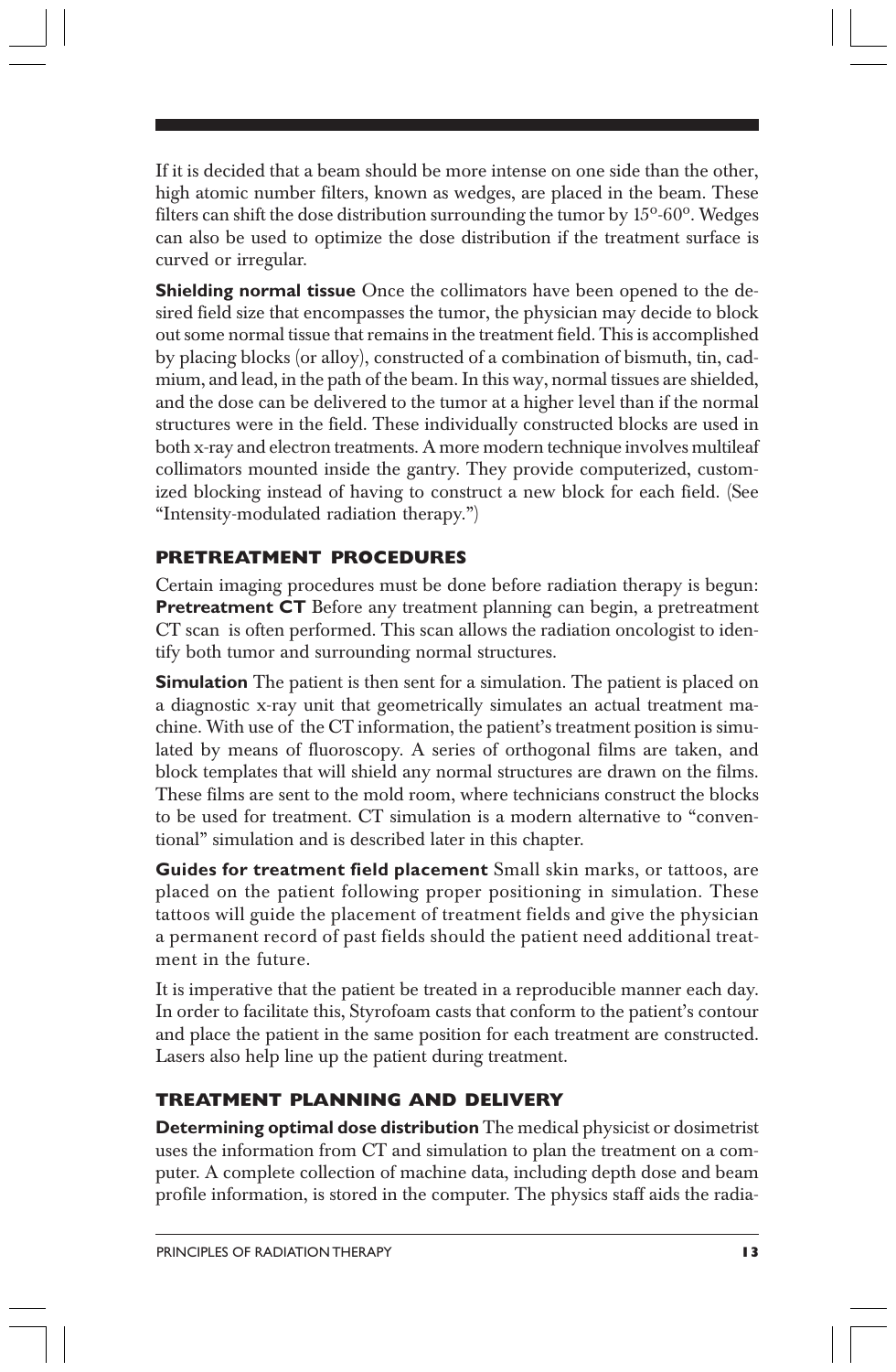If it is decided that a beam should be more intense on one side than the other, high atomic number filters, known as wedges, are placed in the beam. These filters can shift the dose distribution surrounding the tumor by 15°-60°. Wedges can also be used to optimize the dose distribution if the treatment surface is curved or irregular.

**Shielding normal tissue** Once the collimators have been opened to the desired field size that encompasses the tumor, the physician may decide to block out some normal tissue that remains in the treatment field. This is accomplished by placing blocks (or alloy), constructed of a combination of bismuth, tin, cadmium, and lead, in the path of the beam. In this way, normal tissues are shielded, and the dose can be delivered to the tumor at a higher level than if the normal structures were in the field. These individually constructed blocks are used in both x-ray and electron treatments. A more modern technique involves multileaf collimators mounted inside the gantry. They provide computerized, customized blocking instead of having to construct a new block for each field. (See "Intensity-modulated radiation therapy.")

## PRETREATMENT PROCEDURES

Certain imaging procedures must be done before radiation therapy is begun:

**Pretreatment CT** Before any treatment planning can begin, a pretreatment CT scan is often performed. This scan allows the radiation oncologist to identify both tumor and surrounding normal structures.

**Simulation** The patient is then sent for a simulation. The patient is placed on a diagnostic x-ray unit that geometrically simulates an actual treatment machine. With use of the CT information, the patient's treatment position is simulated by means of fluoroscopy. A series of orthogonal films are taken, and block templates that will shield any normal structures are drawn on the films. These films are sent to the mold room, where technicians construct the blocks to be used for treatment. CT simulation is a modern alternative to "conventional" simulation and is described later in this chapter.

**Guides for treatment field placement** Small skin marks, or tattoos, are placed on the patient following proper positioning in simulation. These tattoos will guide the placement of treatment fields and give the physician a permanent record of past fields should the patient need additional treatment in the future.

It is imperative that the patient be treated in a reproducible manner each day. In order to facilitate this, Styrofoam casts that conform to the patient's contour and place the patient in the same position for each treatment are constructed. Lasers also help line up the patient during treatment.

## TREATMENT PLANNING AND DELIVERY

**Determining optimal dose distribution** The medical physicist or dosimetrist uses the information from CT and simulation to plan the treatment on a computer. A complete collection of machine data, including depth dose and beam profile information, is stored in the computer. The physics staff aids the radia-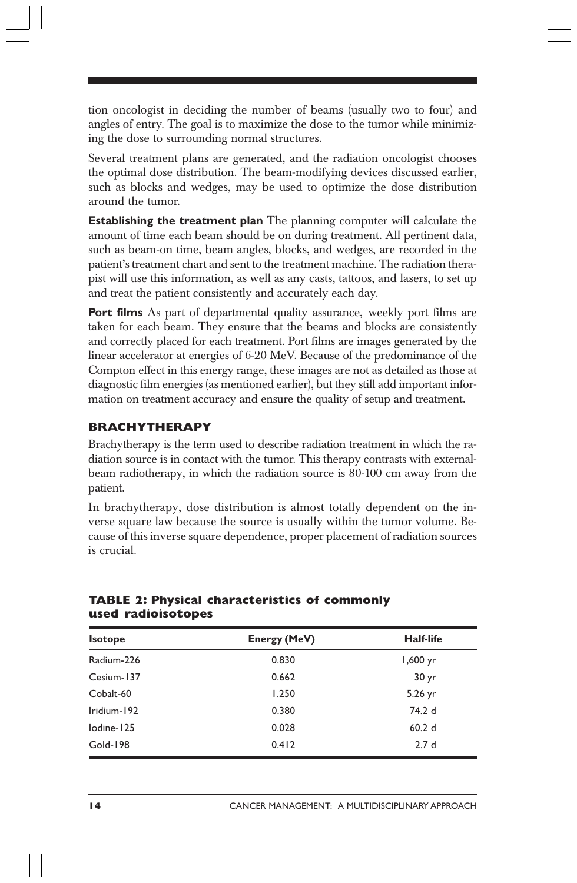tion oncologist in deciding the number of beams (usually two to four) and angles of entry. The goal is to maximize the dose to the tumor while minimizing the dose to surrounding normal structures.

Several treatment plans are generated, and the radiation oncologist chooses the optimal dose distribution. The beam-modifying devices discussed earlier, such as blocks and wedges, may be used to optimize the dose distribution around the tumor.

**Establishing the treatment plan** The planning computer will calculate the amount of time each beam should be on during treatment. All pertinent data, such as beam-on time, beam angles, blocks, and wedges, are recorded in the patient's treatment chart and sent to the treatment machine. The radiation therapist will use this information, as well as any casts, tattoos, and lasers, to set up and treat the patient consistently and accurately each day.

**Port films** As part of departmental quality assurance, weekly port films are taken for each beam. They ensure that the beams and blocks are consistently and correctly placed for each treatment. Port films are images generated by the linear accelerator at energies of 6-20 MeV. Because of the predominance of the Compton effect in this energy range, these images are not as detailed as those at diagnostic film energies (as mentioned earlier), but they still add important information on treatment accuracy and ensure the quality of setup and treatment.

## BRACHYTHERAPY

Brachytherapy is the term used to describe radiation treatment in which the radiation source is in contact with the tumor. This therapy contrasts with external-beam radiotherapy, in which the radiation source is 80-100 cm away from the patient.

In brachytherapy, dose distribution is almost totally dependent on the inverse square law because the source is usually within the tumor volume. Because of this inverse square dependence, proper placement of radiation sources is crucial.

**TABLE 2: Physical characteristics of commonly used radioisotopes**

| Isotope | Energy (MeV) | Half-life |
|---|---|---|
| Radium-226 | 0.830 | 1,600 yr |
| Cesium-137 | 0.662 | 30 yr |
| Cobalt-60 | 1.250 | 5.26 yr |
| Iridium-192 | 0.380 | 74.2 d |
| Iodine-125 | 0.028 | 60.2 d |
| Gold-198 | 0.412 | 2.7 d |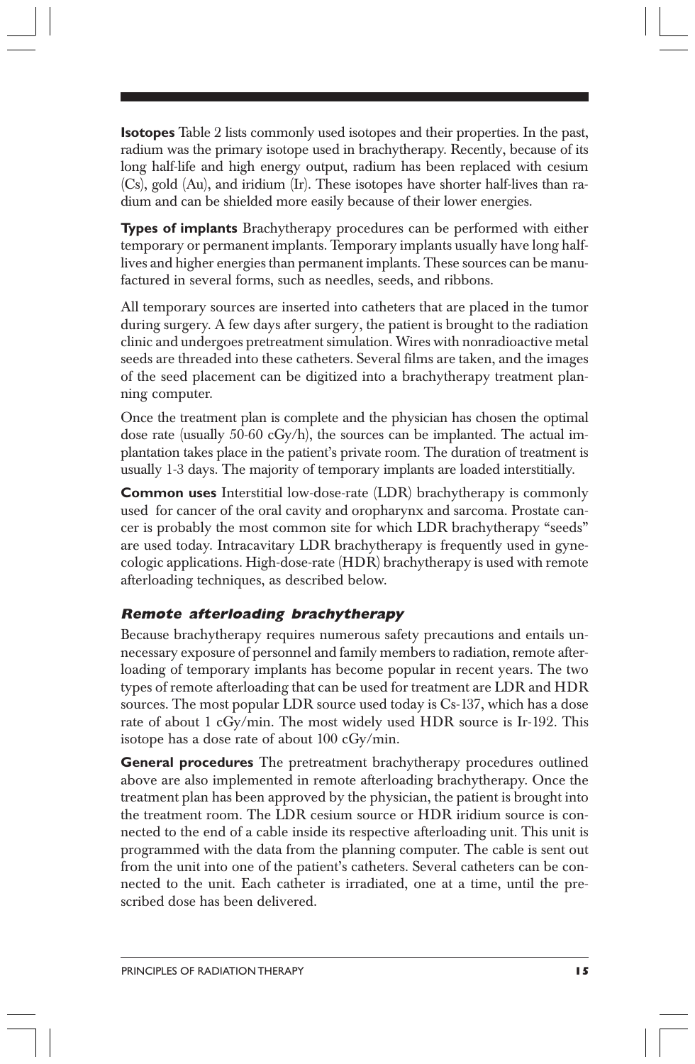**Isotopes** Table 2 lists commonly used isotopes and their properties. In the past, radium was the primary isotope used in brachytherapy. Recently, because of its long half-life and high energy output, radium has been replaced with cesium (Cs), gold (Au), and iridium (Ir). These isotopes have shorter half-lives than radium and can be shielded more easily because of their lower energies.

**Types of implants** Brachytherapy procedures can be performed with either temporary or permanent implants. Temporary implants usually have long half-lives and higher energies than permanent implants. These sources can be manufactured in several forms, such as needles, seeds, and ribbons.

All temporary sources are inserted into catheters that are placed in the tumor during surgery. A few days after surgery, the patient is brought to the radiation clinic and undergoes pretreatment simulation. Wires with nonradioactive metal seeds are threaded into these catheters. Several films are taken, and the images of the seed placement can be digitized into a brachytherapy treatment planning computer.

Once the treatment plan is complete and the physician has chosen the optimal dose rate (usually 50-60 cGy/h), the sources can be implanted. The actual implantation takes place in the patient's private room. The duration of treatment is usually 1-3 days. The majority of temporary implants are loaded interstitially.

**Common uses** Interstitial low-dose-rate (LDR) brachytherapy is commonly used for cancer of the oral cavity and oropharynx and sarcoma. Prostate cancer is probably the most common site for which LDR brachytherapy "seeds" are used today. Intracavitary LDR brachytherapy is frequently used in gynecologic applications. High-dose-rate (HDR) brachytherapy is used with remote afterloading techniques, as described below.

### *Remote afterloading brachytherapy*

Because brachytherapy requires numerous safety precautions and entails unnecessary exposure of personnel and family members to radiation, remote afterloading of temporary implants has become popular in recent years. The two types of remote afterloading that can be used for treatment are LDR and HDR sources. The most popular LDR source used today is Cs-137, which has a dose rate of about 1 cGy/min. The most widely used HDR source is Ir-192. This isotope has a dose rate of about 100 cGy/min.

**General procedures** The pretreatment brachytherapy procedures outlined above are also implemented in remote afterloading brachytherapy. Once the treatment plan has been approved by the physician, the patient is brought into the treatment room. The LDR cesium source or HDR iridium source is connected to the end of a cable inside its respective afterloading unit. This unit is programmed with the data from the planning computer. The cable is sent out from the unit into one of the patient's catheters. Several catheters can be connected to the unit. Each catheter is irradiated, one at a time, until the prescribed dose has been delivered.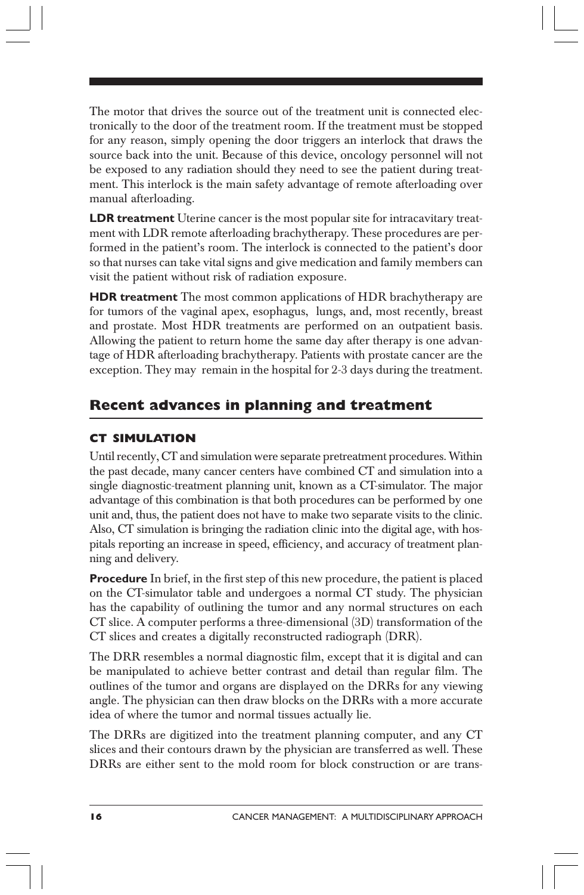The motor that drives the source out of the treatment unit is connected electronically to the door of the treatment room. If the treatment must be stopped for any reason, simply opening the door triggers an interlock that draws the source back into the unit. Because of this device, oncology personnel will not be exposed to any radiation should they need to see the patient during treatment. This interlock is the main safety advantage of remote afterloading over manual afterloading.

**LDR treatment** Uterine cancer is the most popular site for intracavitary treatment with LDR remote afterloading brachytherapy. These procedures are performed in the patient's room. The interlock is connected to the patient's door so that nurses can take vital signs and give medication and family members can visit the patient without risk of radiation exposure.

**HDR treatment** The most common applications of HDR brachytherapy are for tumors of the vaginal apex, esophagus, lungs, and, most recently, breast and prostate. Most HDR treatments are performed on an outpatient basis. Allowing the patient to return home the same day after therapy is one advantage of HDR afterloading brachytherapy. Patients with prostate cancer are the exception. They may remain in the hospital for 2-3 days during the treatment.

## Recent advances in planning and treatment

### CT SIMULATION

Until recently, CT and simulation were separate pretreatment procedures. Within the past decade, many cancer centers have combined CT and simulation into a single diagnostic-treatment planning unit, known as a CT-simulator. The major advantage of this combination is that both procedures can be performed by one unit and, thus, the patient does not have to make two separate visits to the clinic. Also, CT simulation is bringing the radiation clinic into the digital age, with hospitals reporting an increase in speed, efficiency, and accuracy of treatment planning and delivery.

**Procedure** In brief, in the first step of this new procedure, the patient is placed on the CT-simulator table and undergoes a normal CT study. The physician has the capability of outlining the tumor and any normal structures on each CT slice. A computer performs a three-dimensional (3D) transformation of the CT slices and creates a digitally reconstructed radiograph (DRR).

The DRR resembles a normal diagnostic film, except that it is digital and can be manipulated to achieve better contrast and detail than regular film. The outlines of the tumor and organs are displayed on the DRRs for any viewing angle. The physician can then draw blocks on the DRRs with a more accurate idea of where the tumor and normal tissues actually lie.

The DRRs are digitized into the treatment planning computer, and any CT slices and their contours drawn by the physician are transferred as well. These DRRs are either sent to the mold room for block construction or are trans-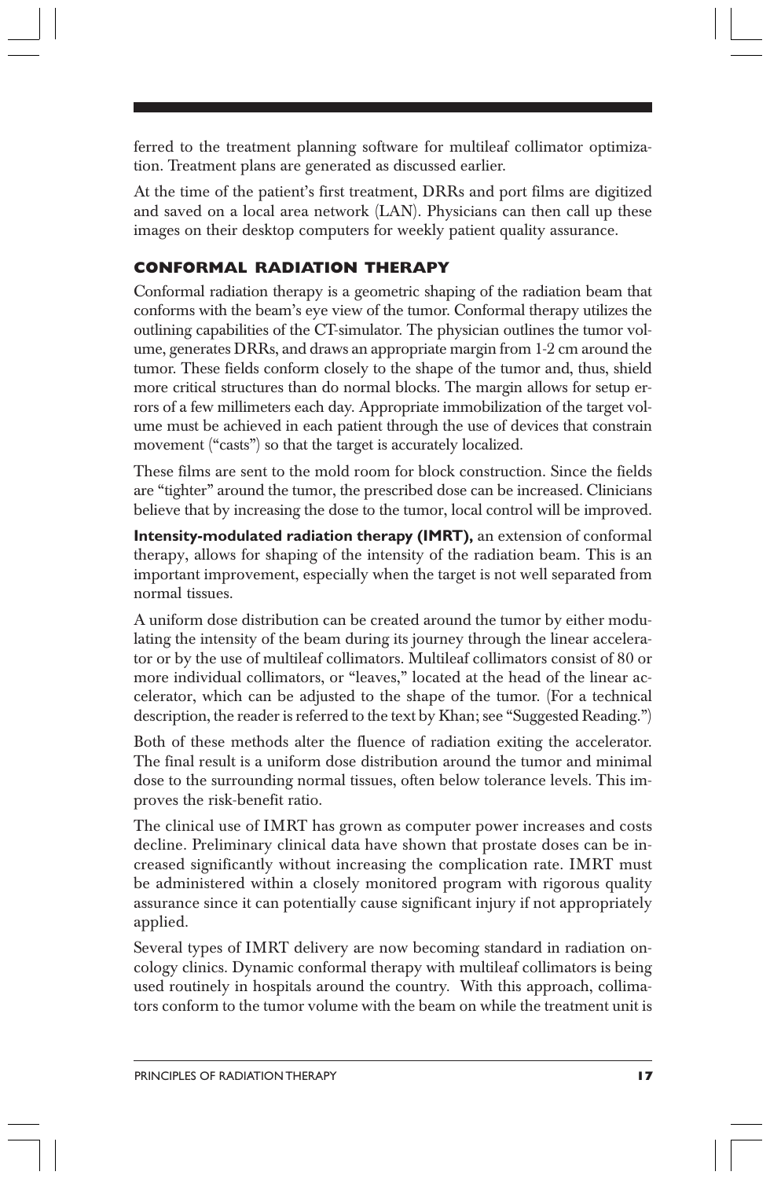ferred to the treatment planning software for multileaf collimator optimization. Treatment plans are generated as discussed earlier.

At the time of the patient's first treatment, DRRs and port films are digitized and saved on a local area network (LAN). Physicians can then call up these images on their desktop computers for weekly patient quality assurance.

## CONFORMAL RADIATION THERAPY

Conformal radiation therapy is a geometric shaping of the radiation beam that conforms with the beam's eye view of the tumor. Conformal therapy utilizes the outlining capabilities of the CT-simulator. The physician outlines the tumor volume, generates DRRs, and draws an appropriate margin from 1-2 cm around the tumor. These fields conform closely to the shape of the tumor and, thus, shield more critical structures than do normal blocks. The margin allows for setup errors of a few millimeters each day. Appropriate immobilization of the target volume must be achieved in each patient through the use of devices that constrain movement ("casts") so that the target is accurately localized.

These films are sent to the mold room for block construction. Since the fields are "tighter" around the tumor, the prescribed dose can be increased. Clinicians believe that by increasing the dose to the tumor, local control will be improved.

**Intensity-modulated radiation therapy (IMRT),** an extension of conformal therapy, allows for shaping of the intensity of the radiation beam. This is an important improvement, especially when the target is not well separated from normal tissues.

A uniform dose distribution can be created around the tumor by either modulating the intensity of the beam during its journey through the linear accelerator or by the use of multileaf collimators. Multileaf collimators consist of 80 or more individual collimators, or "leaves," located at the head of the linear accelerator, which can be adjusted to the shape of the tumor. (For a technical description, the reader is referred to the text by Khan; see "Suggested Reading.")

Both of these methods alter the fluence of radiation exiting the accelerator. The final result is a uniform dose distribution around the tumor and minimal dose to the surrounding normal tissues, often below tolerance levels. This improves the risk-benefit ratio.

The clinical use of IMRT has grown as computer power increases and costs decline. Preliminary clinical data have shown that prostate doses can be increased significantly without increasing the complication rate. IMRT must be administered within a closely monitored program with rigorous quality assurance since it can potentially cause significant injury if not appropriately applied.

Several types of IMRT delivery are now becoming standard in radiation oncology clinics. Dynamic conformal therapy with multileaf collimators is being used routinely in hospitals around the country. With this approach, collimators conform to the tumor volume with the beam on while the treatment unit is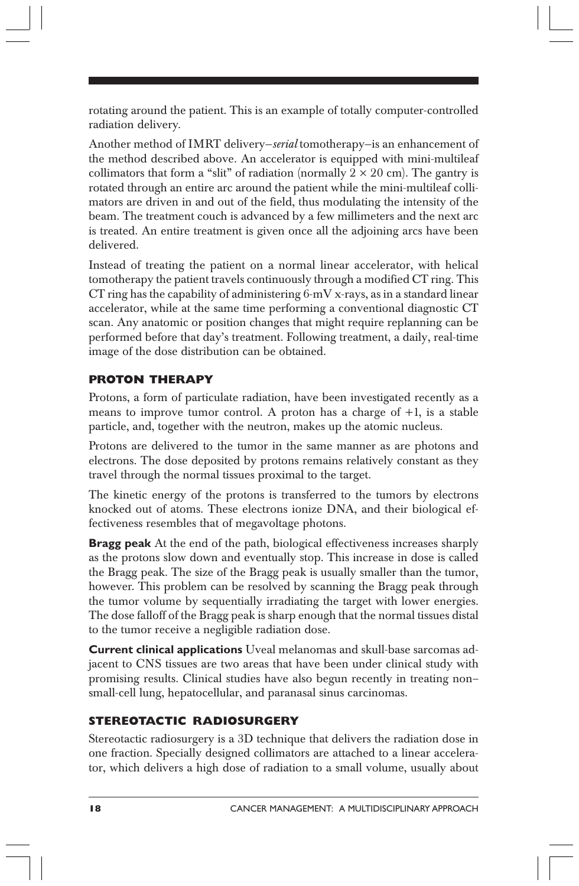rotating around the patient. This is an example of totally computer-controlled radiation delivery.

Another method of IMRT delivery—*serial* tomotherapy—is an enhancement of the method described above. An accelerator is equipped with mini-multileaf collimators that form a “slit” of radiation (normally 2 × 20 cm). The gantry is rotated through an entire arc around the patient while the mini-multileaf collimators are driven in and out of the field, thus modulating the intensity of the beam. The treatment couch is advanced by a few millimeters and the next arc is treated. An entire treatment is given once all the adjoining arcs have been delivered.

Instead of treating the patient on a normal linear accelerator, with helical tomotherapy the patient travels continuously through a modified CT ring. This CT ring has the capability of administering 6-mV x-rays, as in a standard linear accelerator, while at the same time performing a conventional diagnostic CT scan. Any anatomic or position changes that might require replanning can be performed before that day’s treatment. Following treatment, a daily, real-time image of the dose distribution can be obtained.

## PROTON THERAPY

Protons, a form of particulate radiation, have been investigated recently as a means to improve tumor control. A proton has a charge of +1, is a stable particle, and, together with the neutron, makes up the atomic nucleus.

Protons are delivered to the tumor in the same manner as are photons and electrons. The dose deposited by protons remains relatively constant as they travel through the normal tissues proximal to the target.

The kinetic energy of the protons is transferred to the tumors by electrons knocked out of atoms. These electrons ionize DNA, and their biological effectiveness resembles that of megavoltage photons.

**Bragg peak** At the end of the path, biological effectiveness increases sharply as the protons slow down and eventually stop. This increase in dose is called the Bragg peak. The size of the Bragg peak is usually smaller than the tumor, however. This problem can be resolved by scanning the Bragg peak through the tumor volume by sequentially irradiating the target with lower energies. The dose falloff of the Bragg peak is sharp enough that the normal tissues distal to the tumor receive a negligible radiation dose.

**Current clinical applications** Uveal melanomas and skull-base sarcomas adjacent to CNS tissues are two areas that have been under clinical study with promising results. Clinical studies have also begun recently in treating non–small-cell lung, hepatocellular, and paranasal sinus carcinomas.

## STEREOTACTIC RADIOSURGERY

Stereotactic radiosurgery is a 3D technique that delivers the radiation dose in one fraction. Specially designed collimators are attached to a linear accelerator, which delivers a high dose of radiation to a small volume, usually about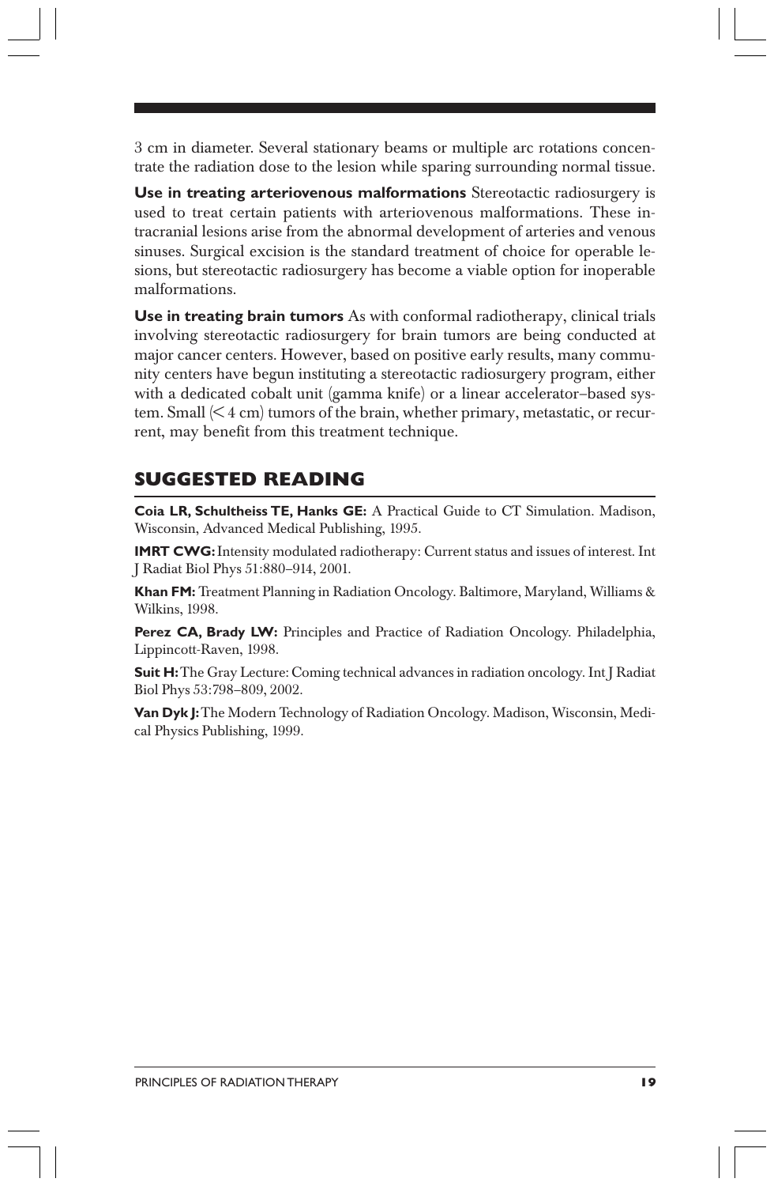3 cm in diameter. Several stationary beams or multiple arc rotations concentrate the radiation dose to the lesion while sparing surrounding normal tissue.

**Use in treating arteriovenous malformations** Stereotactic radiosurgery is used to treat certain patients with arteriovenous malformations. These intracranial lesions arise from the abnormal development of arteries and venous sinuses. Surgical excision is the standard treatment of choice for operable lesions, but stereotactic radiosurgery has become a viable option for inoperable malformations.

**Use in treating brain tumors** As with conformal radiotherapy, clinical trials involving stereotactic radiosurgery for brain tumors are being conducted at major cancer centers. However, based on positive early results, many community centers have begun instituting a stereotactic radiosurgery program, either with a dedicated cobalt unit (gamma knife) or a linear accelerator–based system. Small (< 4 cm) tumors of the brain, whether primary, metastatic, or recurrent, may benefit from this treatment technique.

## SUGGESTED READING

**Coia LR, Schultheiss TE, Hanks GE:** A Practical Guide to CT Simulation. Madison, Wisconsin, Advanced Medical Publishing, 1995.

**IMRT CWG:** Intensity modulated radiotherapy: Current status and issues of interest. Int J Radiat Biol Phys 51:880–914, 2001.

**Khan FM:** Treatment Planning in Radiation Oncology. Baltimore, Maryland, Williams & Wilkins, 1998.

**Perez CA, Brady LW:** Principles and Practice of Radiation Oncology. Philadelphia, Lippincott-Raven, 1998.

**Suit H:** The Gray Lecture: Coming technical advances in radiation oncology. Int J Radiat Biol Phys 53:798–809, 2002.

**Van Dyk J:** The Modern Technology of Radiation Oncology. Madison, Wisconsin, Medical Physics Publishing, 1999.